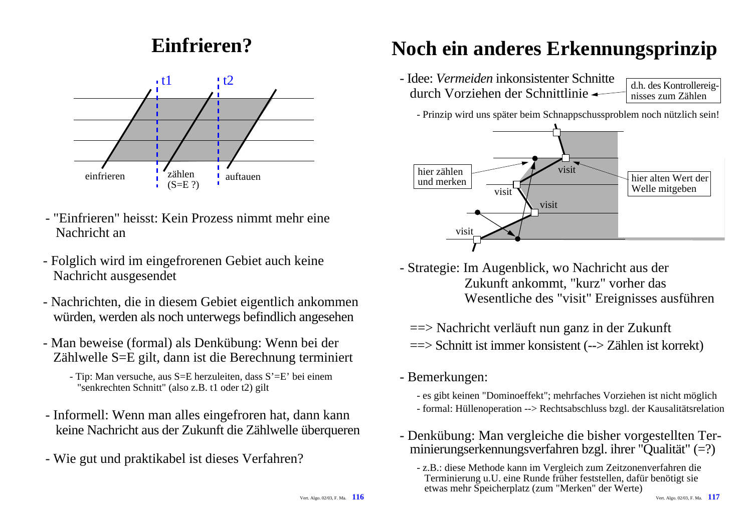# Einfrieren?

t1 t2

einfrieren zählen (S=E ?) auftauen

- "Einfrieren" heisst: Kein Prozess nimmt mehr eine Nachricht an
- Folglich wird im eingefrorenen Gebiet auch keine Nachricht ausgesendet
- Nachrichten, die in diesem Gebiet eigentlich ankommen würden, werden als noch unterwegs befindlich angesehen
- Man beweise (formal) als Denkübung: Wenn bei der Zählwelle S=E gilt, dann ist die Berechnung terminiert
  - Tip: Man versuche, aus S=E herzuleiten, dass S'=E' bei einem "senkrechten Schnitt" (also z.B. t1 oder t2) gilt
- Informell: Wenn man alles eingefroren hat, dann kann keine Nachricht aus der Zukunft die Zählwelle überqueren
- Wie gut und praktikabel ist dieses Verfahren?

# Noch ein anderes Erkennungsprinzip

- Idee: *Vermeiden* inkonsistenter Schnitte durch Vorziehen der Schnittlinie ← d.h. des Kontrollereignisses zum Zählen
  - Prinzip wird uns später beim Schnappschussproblem noch nützlich sein!

hier zählen und merken — visit — visit — visit — visit — hier alten Wert der Welle mitgeben

- Strategie: Im Augenblick, wo Nachricht aus der Zukunft ankommt, "kurz" vorher das Wesentliche des "visit" Ereignisses ausführen

  ==> Nachricht verläuft nun ganz in der Zukunft

  ==> Schnitt ist immer konsistent (--> Zählen ist korrekt)

- Bemerkungen:
  - es gibt keinen "Dominoeffekt"; mehrfaches Vorziehen ist nicht möglich
  - formal: Hüllenoperation --> Rechtsabschluss bzgl. der Kausalitätsrelation
- Denkübung: Man vergleiche die bisher vorgestellten Terminierungserkennungsverfahren bzgl. ihrer "Qualität" (=?)
  - z.B.: diese Methode kann im Vergleich zum Zeitzonenverfahren die Terminierung u.U. eine Runde früher feststellen, dafür benötigt sie etwas mehr Speicherplatz (zum "Merken" der Werte)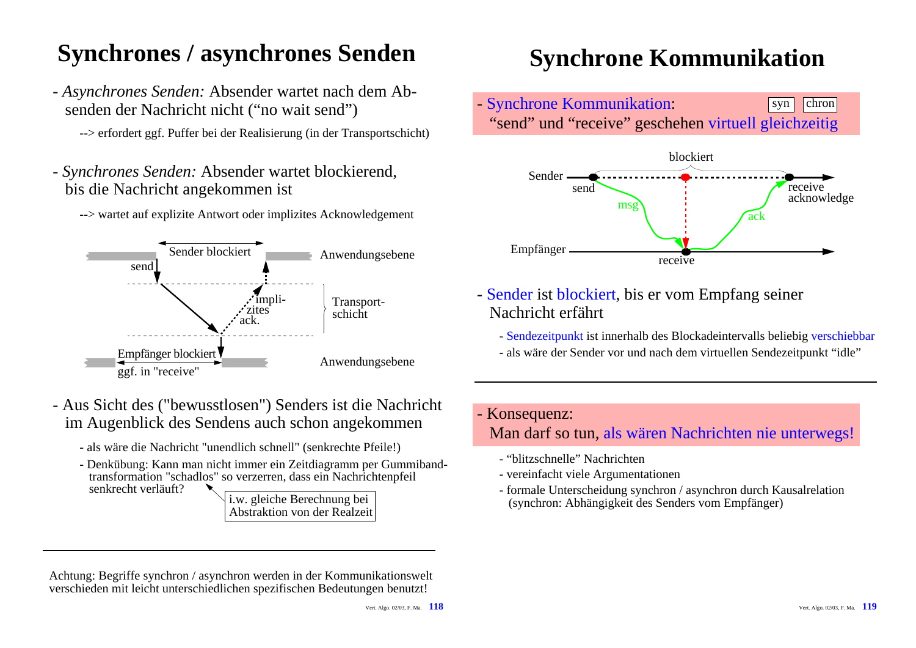# Synchrones / asynchrones Senden

- *Asynchrones Senden:* Absender wartet nach dem Absenden der Nachricht nicht ("no wait send")

  --> erfordert ggf. Puffer bei der Realisierung (in der Transportschicht)

- *Synchrones Senden:* Absender wartet blockierend, bis die Nachricht angekommen ist

  --> wartet auf explizite Antwort oder implizites Acknowledgement

Sender blockiert | send | Anwendungsebene | impli- zites ack. | Transport- schicht | Empfänger blockiert | ggf. in "receive" | Anwendungsebene

- Aus Sicht des ("bewusstlosen") Senders ist die Nachricht im Augenblick des Sendens auch schon angekommen

  - als wäre die Nachricht "unendlich schnell" (senkrechte Pfeile!)
  - Denkübung: Kann man nicht immer ein Zeitdiagramm per Gummibandtransformation "schadlos" so verzerren, dass ein Nachrichtenpfeil senkrecht verläuft?

    i.w. gleiche Berechnung bei Abstraktion von der Realzeit

Achtung: Begriffe synchron / asynchron werden in der Kommunikationswelt verschieden mit leicht unterschiedlichen spezifischen Bedeutungen benutzt!

# Synchrone Kommunikation

- Synchrone Kommunikation: syn | chron
  "send" und "receive" geschehen virtuell gleichzeitig

blockiert | Sender | send | msg | receive acknowledge | ack | Empfänger | receive

- Sender ist blockiert, bis er vom Empfang seiner Nachricht erfährt

  - Sendezeitpunkt ist innerhalb des Blockadeintervalls beliebig verschiebbar
  - als wäre der Sender vor und nach dem virtuellen Sendezeitpunkt "idle"

- Konsequenz:
  Man darf so tun, als wären Nachrichten nie unterwegs!

  - "blitzschnelle" Nachrichten
  - vereinfacht viele Argumentationen
  - formale Unterscheidung synchron / asynchron durch Kausalrelation (synchron: Abhängigkeit des Senders vom Empfänger)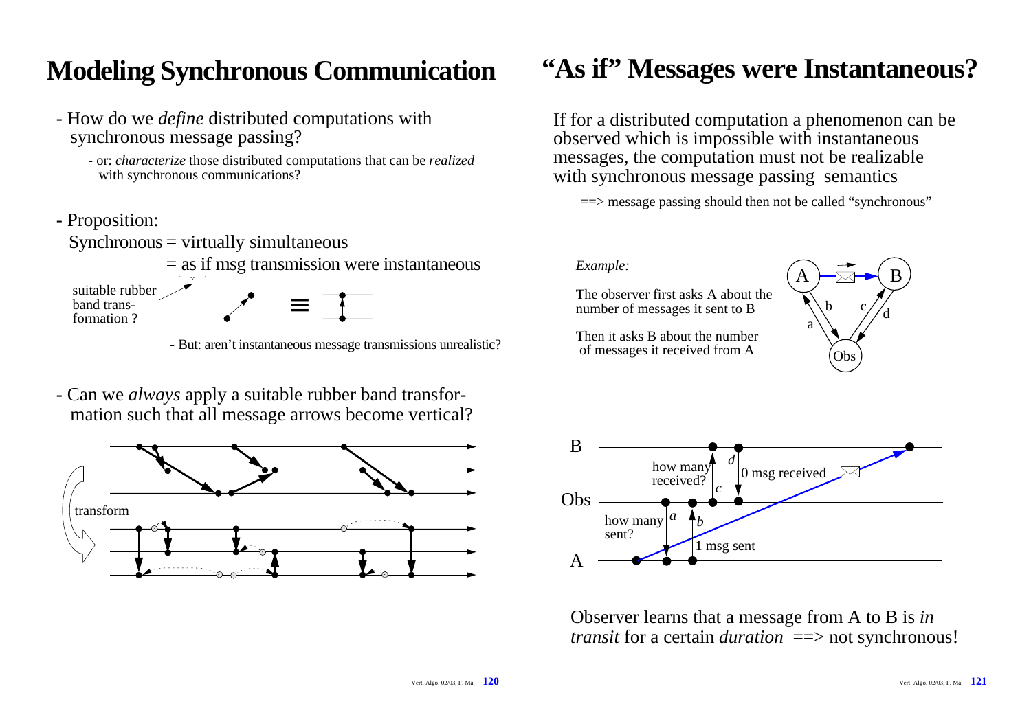# Modeling Synchronous Communication

- How do we *define* distributed computations with synchronous message passing?
  - or: *characterize* those distributed computations that can be *realized* with synchronous communications?

- Proposition:

  Synchronous = virtually simultaneous

  = as if msg transmission were instantaneous

  suitable rubber band transformation ?

  - But: aren't instantaneous message transmissions unrealistic?

- Can we *always* apply a suitable rubber band transformation such that all message arrows become vertical?

transform

# "As if" Messages were Instantaneous?

If for a distributed computation a phenomenon can be observed which is impossible with instantaneous messages, the computation must not be realizable with synchronous message passing semantics

==> message passing should then not be called "synchronous"

*Example:*

The observer first asks A about the number of messages it sent to B

Then it asks B about the number of messages it received from A

Observer learns that a message from A to B is *in transit* for a certain *duration* ==> not synchronous!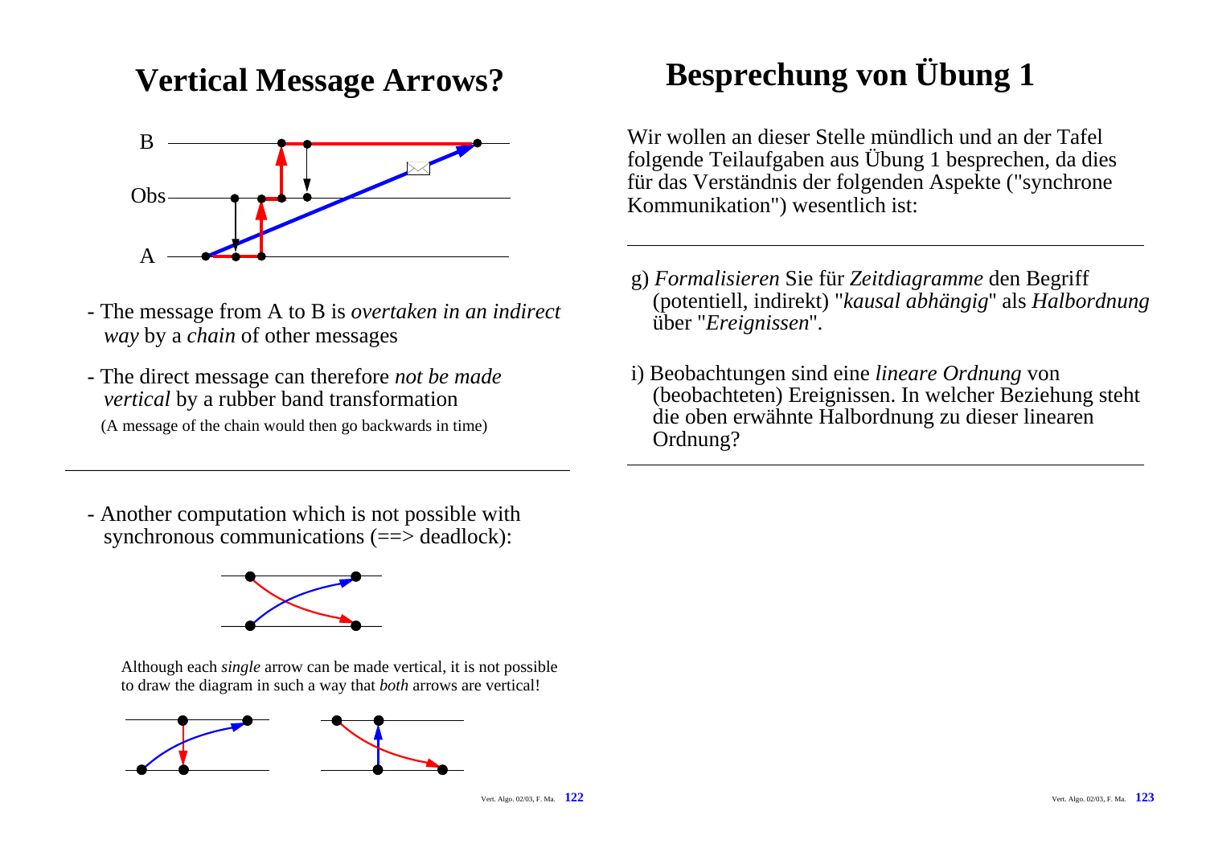# Vertical Message Arrows?

- The message from A to B is *overtaken in an indirect way* by a *chain* of other messages

- The direct message can therefore *not be made vertical* by a rubber band transformation

  (A message of the chain would then go backwards in time)

---

- Another computation which is not possible with synchronous communications (==> deadlock):

Although each *single* arrow can be made vertical, it is not possible to draw the diagram in such a way that *both* arrows are vertical!

# Besprechung von Übung 1

Wir wollen an dieser Stelle mündlich und an der Tafel folgende Teilaufgaben aus Übung 1 besprechen, da dies für das Verständnis der folgenden Aspekte ("synchrone Kommunikation") wesentlich ist:

---

g) *Formalisieren* Sie für *Zeitdiagramme* den Begriff (potentiell, indirekt) "*kausal abhängig*" als *Halbordnung* über "*Ereignissen*".

i) Beobachtungen sind eine *lineare Ordnung* von (beobachteten) Ereignissen. In welcher Beziehung steht die oben erwähnte Halbordnung zu dieser linearen Ordnung?

---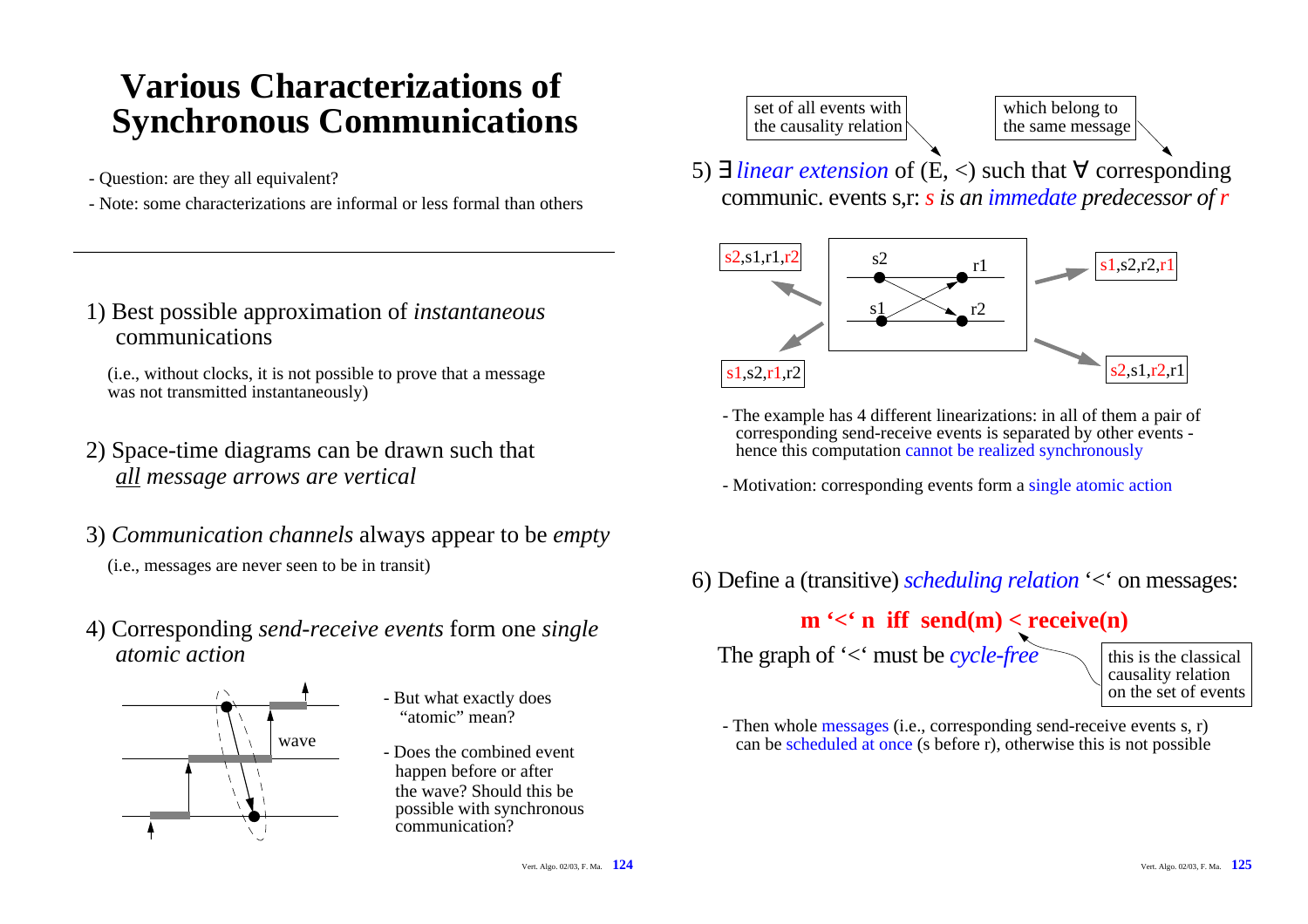# Various Characterizations of Synchronous Communications

- Question: are they all equivalent?
- Note: some characterizations are informal or less formal than others

---

1) Best possible approximation of *instantaneous* communications

   (i.e., without clocks, it is not possible to prove that a message was not transmitted instantaneously)

2) Space-time diagrams can be drawn such that *all message arrows are vertical*

3) *Communication channels* always appear to be *empty*

   (i.e., messages are never seen to be in transit)

4) Corresponding *send-receive events* form one *single atomic action*

wave

- But what exactly does "atomic" mean?
- Does the combined event happen before or after the wave? Should this be possible with synchronous communication?

5) ∃ *linear extension* of (E, <) such that ∀ corresponding communic. events s,r: *s is an immedate predecessor of r*

set of all events with the causality relation

which belong to the same message

s2,s1,r1,r2

s1,s2,r1,r2

s1,s2,r2,r1

s2,s1,r2,r1

s2, r1, s1, r2

- The example has 4 different linearizations: in all of them a pair of corresponding send-receive events is separated by other events - hence this computation cannot be realized synchronously
- Motivation: corresponding events form a single atomic action

6) Define a (transitive) *scheduling relation* '<' on messages:

**m '<' n iff send(m) < receive(n)**

The graph of '<' must be *cycle-free*

this is the classical causality relation on the set of events

- Then whole messages (i.e., corresponding send-receive events s, r) can be scheduled at once (s before r), otherwise this is not possible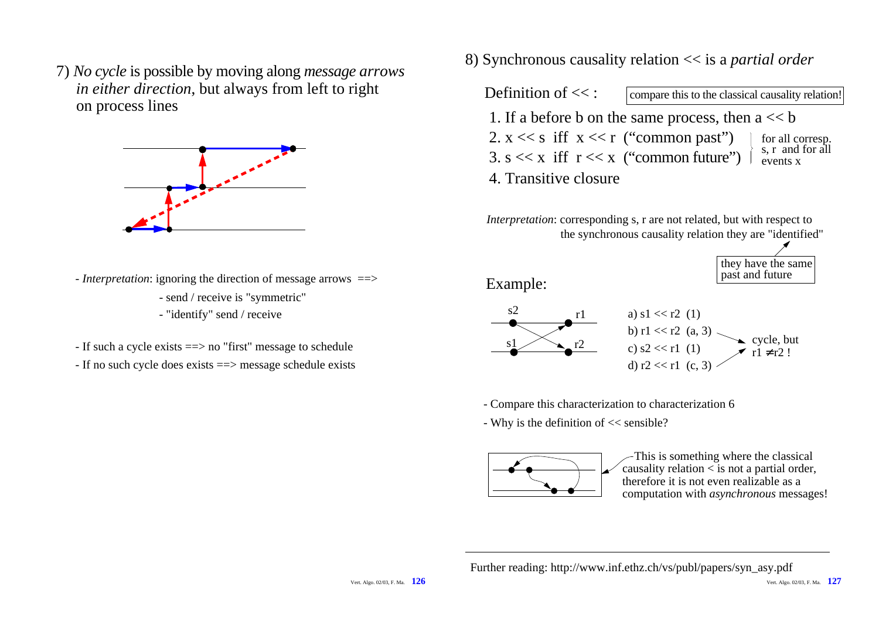7) *No cycle* is possible by moving along *message arrows in either direction*, but always from left to right on process lines

- *Interpretation*: ignoring the direction of message arrows ==>
  - send / receive is "symmetric"
  - "identify" send / receive
- If such a cycle exists ==> no "first" message to schedule
- If no such cycle does exists ==> message schedule exists

8) Synchronous causality relation << is a *partial order*

Definition of << :

compare this to the classical causality relation!

1. If a before b on the same process, then a << b
2. x << s iff x << r ("common past")
3. s << x iff r << x ("common future")
4. Transitive closure

(2 and 3: for all corresp. s, r and for all events x)

*Interpretation*: corresponding s, r are not related, but with respect to the synchronous causality relation they are "identified"

they have the same past and future

Example:

s2 r1
s1 r2

a) s1 << r2 (1)
b) r1 << r2 (a, 3)
c) s2 << r1 (1)
d) r2 << r1 (c, 3)

cycle, but r1 ≠ r2 !

- Compare this characterization to characterization 6
- Why is the definition of << sensible?

This is something where the classical causality relation < is not a partial order, therefore it is not even realizable as a computation with *asynchronous* messages!

Further reading: http://www.inf.ethz.ch/vs/publ/papers/syn_asy.pdf